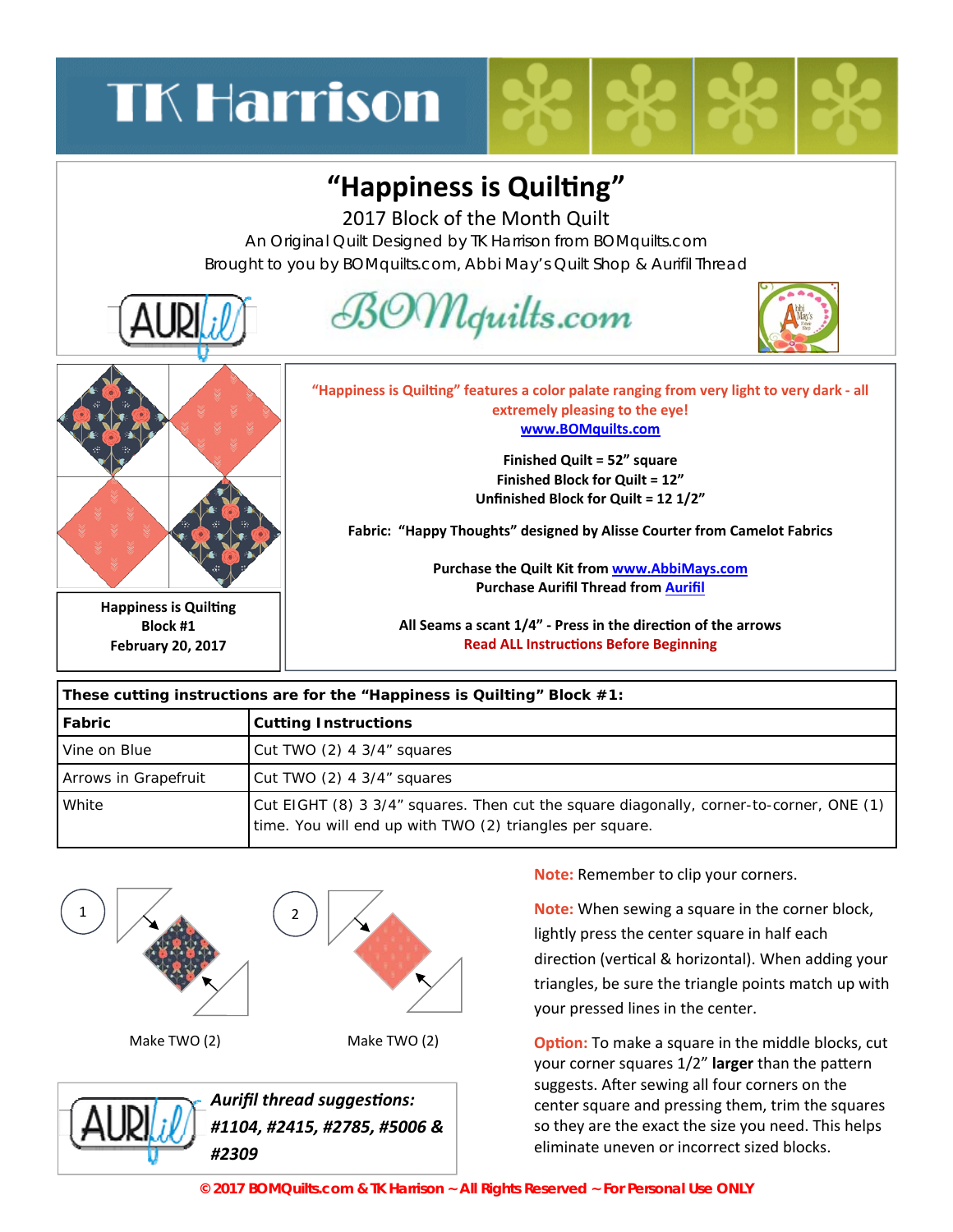TK Harrison

# "Happiness is Quilting"

2017 Block of the Month Quilt

An Original Quilt Designed by TK Harrison from BOMquilts.com

Brought to you by BOMquilts.com, Abbi May's Quilt Shop & Aurifil Thread

**Happiness is Quilting**
**Block #1**
**February 20, 2017**

**"Happiness is Quilting" features a color palate ranging from very light to very dark - all extremely pleasing to the eye!**
**www.BOMquilts.com**

**Finished Quilt = 52" square**
**Finished Block for Quilt = 12"**
**Unfinished Block for Quilt = 12 1/2"**

**Fabric: "Happy Thoughts" designed by Alisse Courter from Camelot Fabrics**

**Purchase the Quilt Kit from www.AbbiMays.com**
**Purchase Aurifil Thread from Aurifil**

**All Seams a scant 1/4" - Press in the direction of the arrows**
**Read ALL Instructions Before Beginning**

| **These cutting instructions are for the "Happiness is Quilting" Block #1:** | |
|---|---|
| **Fabric** | **Cutting Instructions** |
| Vine on Blue | Cut TWO (2) 4 3/4" squares |
| Arrows in Grapefruit | Cut TWO (2) 4 3/4" squares |
| White | Cut EIGHT (8) 3 3/4" squares. Then cut the square diagonally, corner-to-corner, ONE (1) time. You will end up with TWO (2) triangles per square. |

1 — Make TWO (2)

2 — Make TWO (2)

**Note:** Remember to clip your corners.

**Note:** When sewing a square in the corner block, lightly press the center square in half each direction (vertical & horizontal). When adding your triangles, be sure the triangle points match up with your pressed lines in the center.

**Option:** To make a square in the middle blocks, cut your corner squares 1/2" **larger** than the pattern suggests. After sewing all four corners on the center square and pressing them, trim the squares so they are the exact the size you need. This helps eliminate uneven or incorrect sized blocks.

***Aurifil thread suggestions: #1104, #2415, #2785, #5006 & #2309***

**© 2017 BOMQuilts.com & TK Harrison ~ All Rights Reserved ~ For Personal Use ONLY**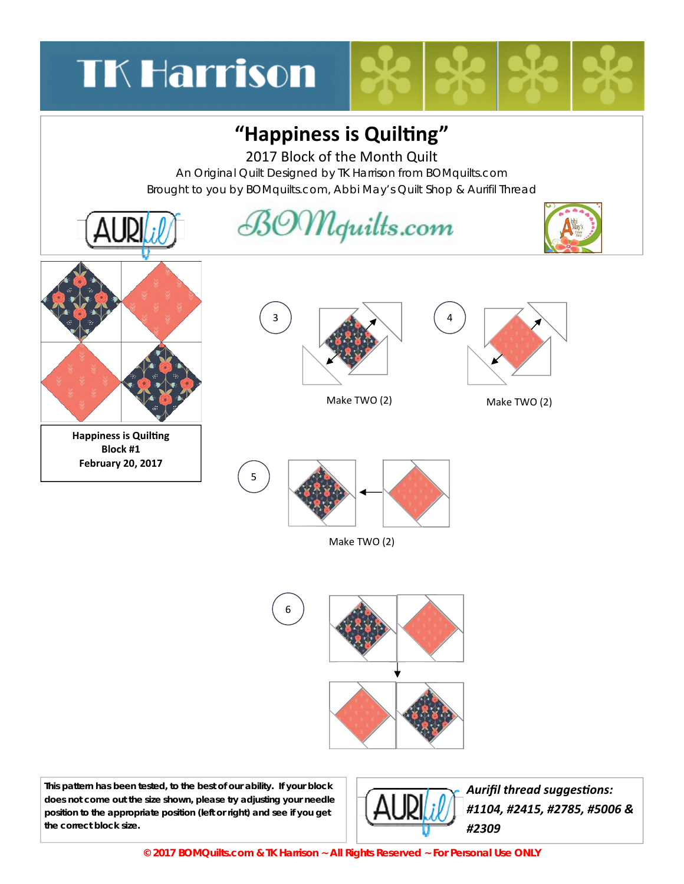# "Happiness is Quilting"

2017 Block of the Month Quilt

An Original Quilt Designed by TK Harrison from BOMquilts.com

Brought to you by BOMquilts.com, Abbi May's Quilt Shop & Aurifil Thread

**Happiness is Quilting**
**Block #1**
**February 20, 2017**

3

Make TWO (2)

4

Make TWO (2)

5

Make TWO (2)

6

**This pattern has been tested, to the best of our ability. If your block does not come out the size shown, please try adjusting your needle position to the appropriate position (left or right) and see if you get the correct block size.**

***Aurifil thread suggestions: #1104, #2415, #2785, #5006 & #2309***

**© 2017 BOMQuilts.com & TK Harrison ~ All Rights Reserved ~ For Personal Use ONLY**